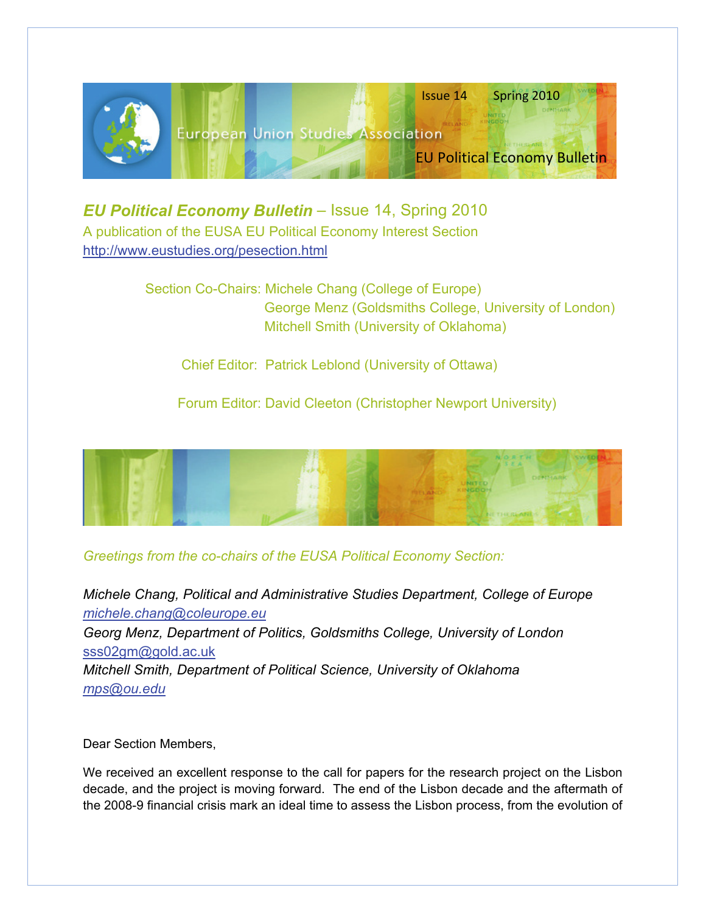Issue 14 Spring 2010

European Union Studies Association

EU Political Economy Bulletin

# *EU Political Economy Bulletin* – Issue 14, Spring 2010

A publication of the EUSA EU Political Economy Interest Section
http://www.eustudies.org/pesection.html

Section Co-Chairs: Michele Chang (College of Europe)
George Menz (Goldsmiths College, University of London)
Mitchell Smith (University of Oklahoma)

Chief Editor: Patrick Leblond (University of Ottawa)

Forum Editor: David Cleeton (Christopher Newport University)

*Greetings from the co-chairs of the EUSA Political Economy Section:*

*Michele Chang, Political and Administrative Studies Department, College of Europe*
michele.chang@coleurope.eu
*Georg Menz, Department of Politics, Goldsmiths College, University of London*
sss02gm@gold.ac.uk
*Mitchell Smith, Department of Political Science, University of Oklahoma*
mps@ou.edu

Dear Section Members,

We received an excellent response to the call for papers for the research project on the Lisbon decade, and the project is moving forward. The end of the Lisbon decade and the aftermath of the 2008-9 financial crisis mark an ideal time to assess the Lisbon process, from the evolution of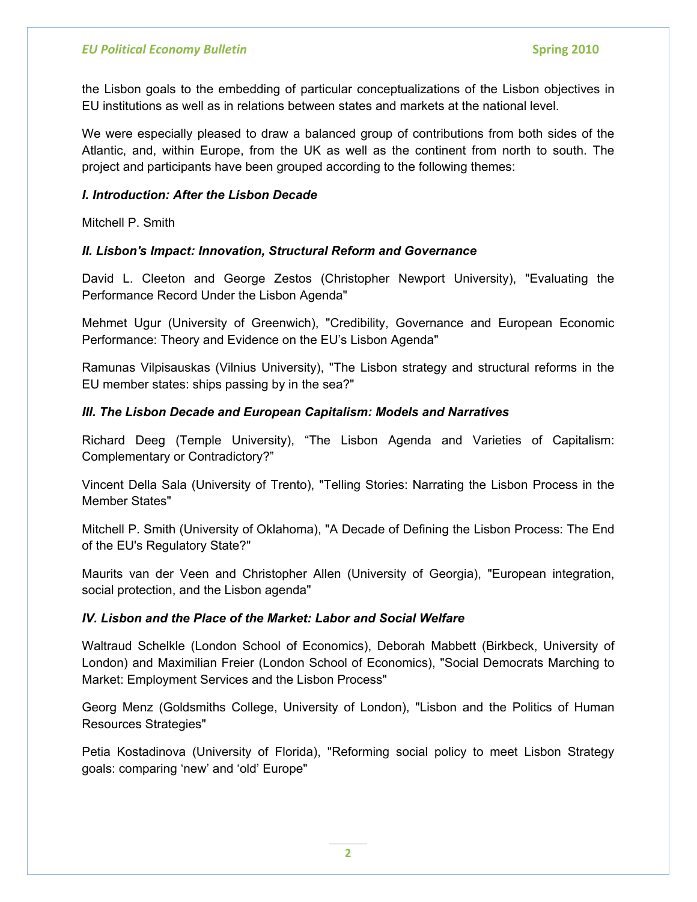the Lisbon goals to the embedding of particular conceptualizations of the Lisbon objectives in EU institutions as well as in relations between states and markets at the national level.

We were especially pleased to draw a balanced group of contributions from both sides of the Atlantic, and, within Europe, from the UK as well as the continent from north to south. The project and participants have been grouped according to the following themes:

***I. Introduction: After the Lisbon Decade***

Mitchell P. Smith

***II. Lisbon's Impact: Innovation, Structural Reform and Governance***

David L. Cleeton and George Zestos (Christopher Newport University), "Evaluating the Performance Record Under the Lisbon Agenda"

Mehmet Ugur (University of Greenwich), "Credibility, Governance and European Economic Performance: Theory and Evidence on the EU's Lisbon Agenda"

Ramunas Vilpisauskas (Vilnius University), "The Lisbon strategy and structural reforms in the EU member states: ships passing by in the sea?"

***III. The Lisbon Decade and European Capitalism: Models and Narratives***

Richard Deeg (Temple University), "The Lisbon Agenda and Varieties of Capitalism: Complementary or Contradictory?"

Vincent Della Sala (University of Trento), "Telling Stories: Narrating the Lisbon Process in the Member States"

Mitchell P. Smith (University of Oklahoma), "A Decade of Defining the Lisbon Process: The End of the EU's Regulatory State?"

Maurits van der Veen and Christopher Allen (University of Georgia), "European integration, social protection, and the Lisbon agenda"

***IV. Lisbon and the Place of the Market: Labor and Social Welfare***

Waltraud Schelkle (London School of Economics), Deborah Mabbett (Birkbeck, University of London) and Maximilian Freier (London School of Economics), "Social Democrats Marching to Market: Employment Services and the Lisbon Process"

Georg Menz (Goldsmiths College, University of London), "Lisbon and the Politics of Human Resources Strategies"

Petia Kostadinova (University of Florida), "Reforming social policy to meet Lisbon Strategy goals: comparing 'new' and 'old' Europe"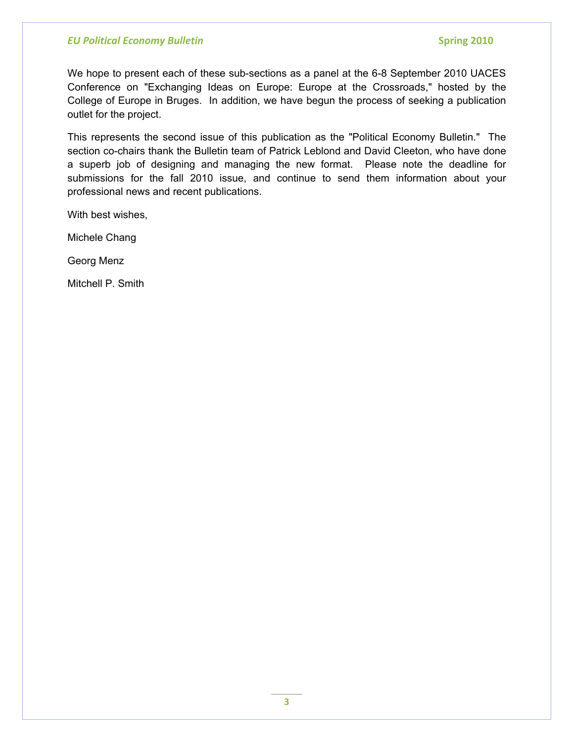We hope to present each of these sub-sections as a panel at the 6-8 September 2010 UACES Conference on "Exchanging Ideas on Europe: Europe at the Crossroads," hosted by the College of Europe in Bruges.  In addition, we have begun the process of seeking a publication outlet for the project.

This represents the second issue of this publication as the "Political Economy Bulletin."  The section co-chairs thank the Bulletin team of Patrick Leblond and David Cleeton, who have done a superb job of designing and managing the new format.  Please note the deadline for submissions for the fall 2010 issue, and continue to send them information about your professional news and recent publications.

With best wishes,

Michele Chang

Georg Menz

Mitchell P. Smith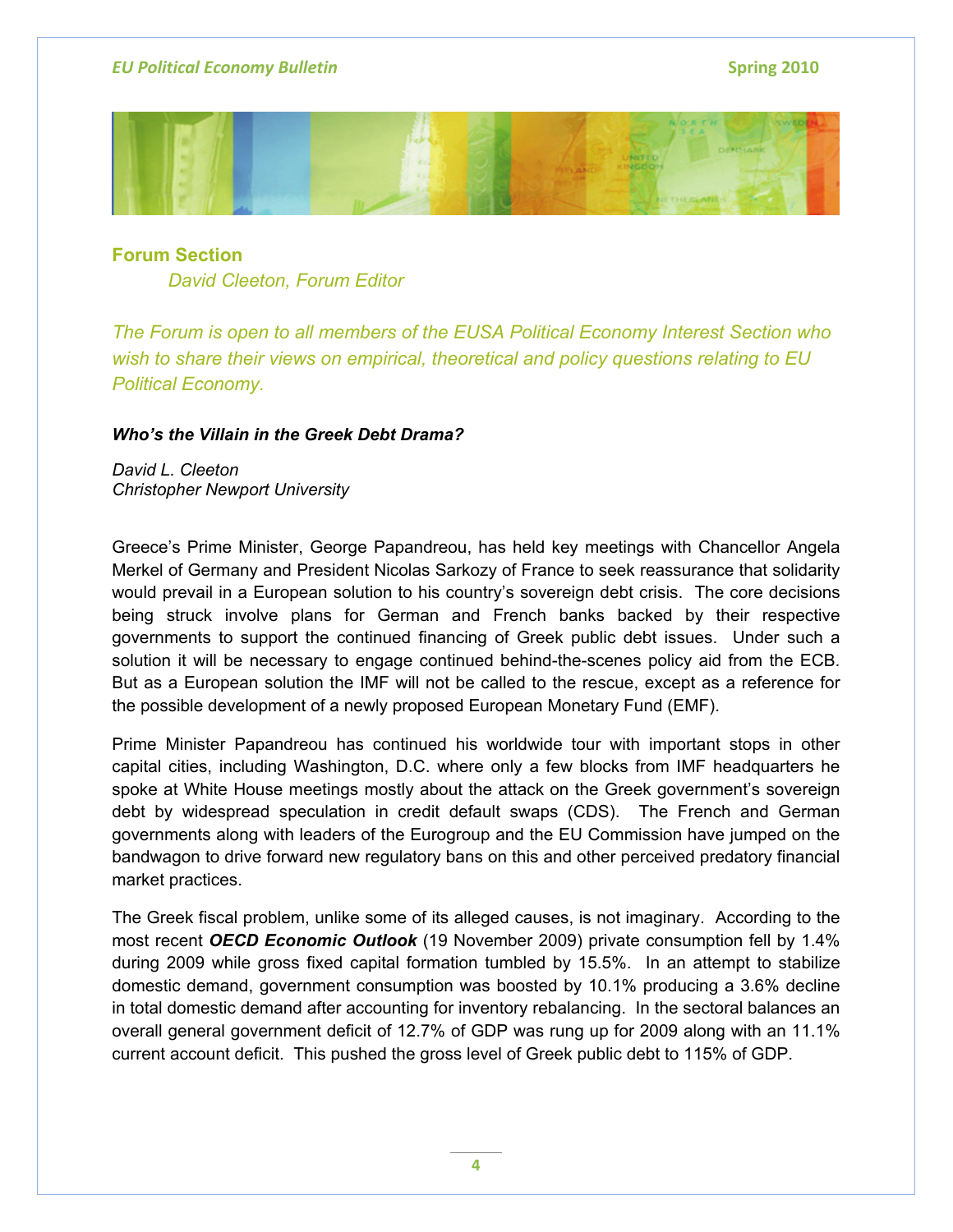## Forum Section

*David Cleeton, Forum Editor*

*The Forum is open to all members of the EUSA Political Economy Interest Section who wish to share their views on empirical, theoretical and policy questions relating to EU Political Economy.*

### *Who's the Villain in the Greek Debt Drama?*

*David L. Cleeton*
*Christopher Newport University*

Greece's Prime Minister, George Papandreou, has held key meetings with Chancellor Angela Merkel of Germany and President Nicolas Sarkozy of France to seek reassurance that solidarity would prevail in a European solution to his country's sovereign debt crisis. The core decisions being struck involve plans for German and French banks backed by their respective governments to support the continued financing of Greek public debt issues. Under such a solution it will be necessary to engage continued behind-the-scenes policy aid from the ECB. But as a European solution the IMF will not be called to the rescue, except as a reference for the possible development of a newly proposed European Monetary Fund (EMF).

Prime Minister Papandreou has continued his worldwide tour with important stops in other capital cities, including Washington, D.C. where only a few blocks from IMF headquarters he spoke at White House meetings mostly about the attack on the Greek government's sovereign debt by widespread speculation in credit default swaps (CDS). The French and German governments along with leaders of the Eurogroup and the EU Commission have jumped on the bandwagon to drive forward new regulatory bans on this and other perceived predatory financial market practices.

The Greek fiscal problem, unlike some of its alleged causes, is not imaginary. According to the most recent ***OECD Economic Outlook*** (19 November 2009) private consumption fell by 1.4% during 2009 while gross fixed capital formation tumbled by 15.5%. In an attempt to stabilize domestic demand, government consumption was boosted by 10.1% producing a 3.6% decline in total domestic demand after accounting for inventory rebalancing. In the sectoral balances an overall general government deficit of 12.7% of GDP was rung up for 2009 along with an 11.1% current account deficit. This pushed the gross level of Greek public debt to 115% of GDP.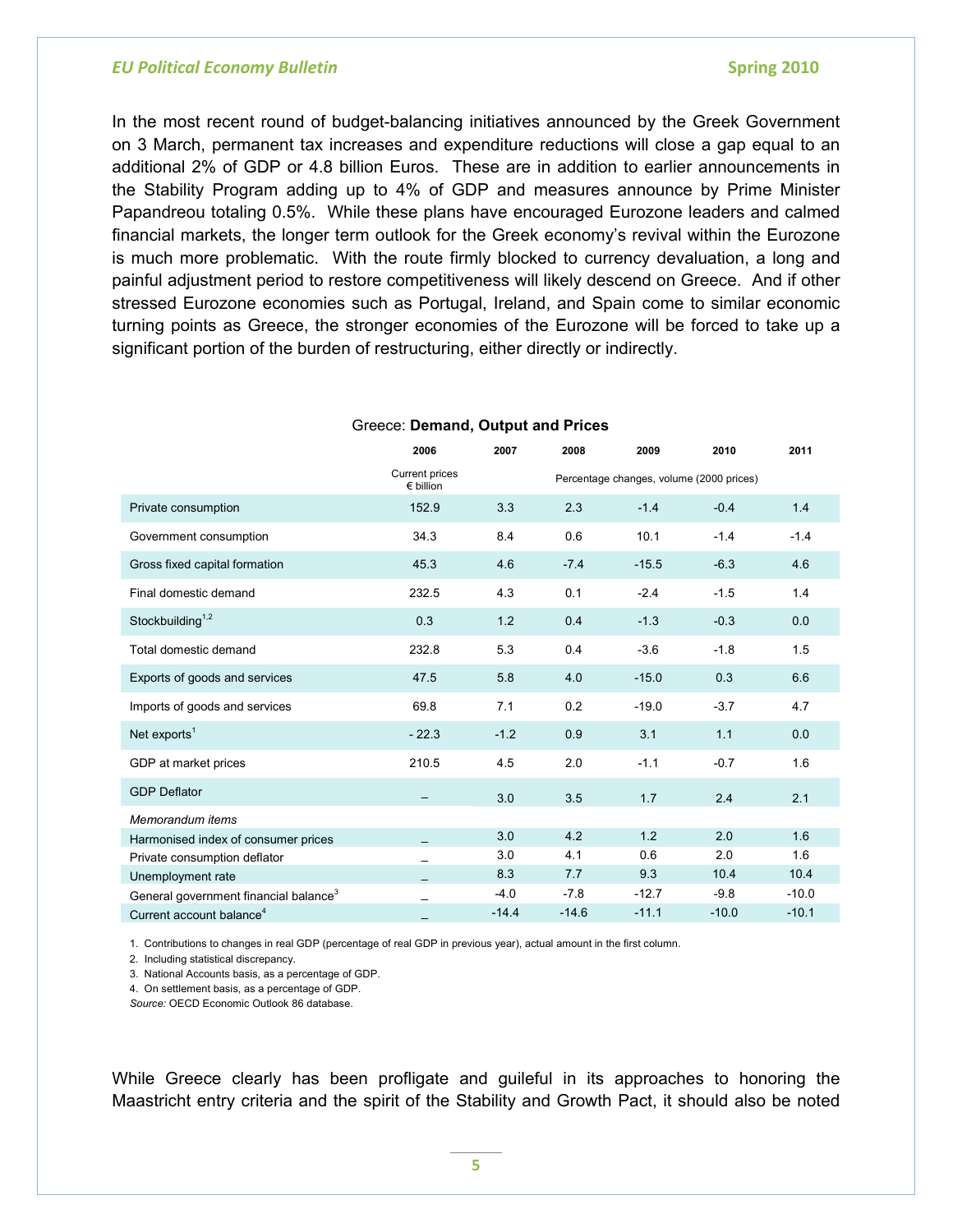In the most recent round of budget-balancing initiatives announced by the Greek Government on 3 March, permanent tax increases and expenditure reductions will close a gap equal to an additional 2% of GDP or 4.8 billion Euros. These are in addition to earlier announcements in the Stability Program adding up to 4% of GDP and measures announce by Prime Minister Papandreou totaling 0.5%. While these plans have encouraged Eurozone leaders and calmed financial markets, the longer term outlook for the Greek economy's revival within the Eurozone is much more problematic. With the route firmly blocked to currency devaluation, a long and painful adjustment period to restore competitiveness will likely descend on Greece. And if other stressed Eurozone economies such as Portugal, Ireland, and Spain come to similar economic turning points as Greece, the stronger economies of the Eurozone will be forced to take up a significant portion of the burden of restructuring, either directly or indirectly.

Greece: **Demand, Output and Prices**

| | 2006 | 2007 | 2008 | 2009 | 2010 | 2011 |
|---|---|---|---|---|---|---|
| | Current prices € billion | Percentage changes, volume (2000 prices) | | | | |
| Private consumption | 152.9 | 3.3 | 2.3 | -1.4 | -0.4 | 1.4 |
| Government consumption | 34.3 | 8.4 | 0.6 | 10.1 | -1.4 | -1.4 |
| Gross fixed capital formation | 45.3 | 4.6 | -7.4 | -15.5 | -6.3 | 4.6 |
| Final domestic demand | 232.5 | 4.3 | 0.1 | -2.4 | -1.5 | 1.4 |
| Stockbuilding[1,2] | 0.3 | 1.2 | 0.4 | -1.3 | -0.3 | 0.0 |
| Total domestic demand | 232.8 | 5.3 | 0.4 | -3.6 | -1.8 | 1.5 |
| Exports of goods and services | 47.5 | 5.8 | 4.0 | -15.0 | 0.3 | 6.6 |
| Imports of goods and services | 69.8 | 7.1 | 0.2 | -19.0 | -3.7 | 4.7 |
| Net exports[1] | - 22.3 | -1.2 | 0.9 | 3.1 | 1.1 | 0.0 |
| GDP at market prices | 210.5 | 4.5 | 2.0 | -1.1 | -0.7 | 1.6 |
| GDP Deflator | – | 3.0 | 3.5 | 1.7 | 2.4 | 2.1 |
| *Memorandum items* | | | | | | |
| Harmonised index of consumer prices | – | 3.0 | 4.2 | 1.2 | 2.0 | 1.6 |
| Private consumption deflator | – | 3.0 | 4.1 | 0.6 | 2.0 | 1.6 |
| Unemployment rate | – | 8.3 | 7.7 | 9.3 | 10.4 | 10.4 |
| General government financial balance[3] | – | -4.0 | -7.8 | -12.7 | -9.8 | -10.0 |
| Current account balance[4] | – | -14.4 | -14.6 | -11.1 | -10.0 | -10.1 |

1. Contributions to changes in real GDP (percentage of real GDP in previous year), actual amount in the first column.
2. Including statistical discrepancy.
3. National Accounts basis, as a percentage of GDP.
4. On settlement basis, as a percentage of GDP.

*Source:* OECD Economic Outlook 86 database.

While Greece clearly has been profligate and guileful in its approaches to honoring the Maastricht entry criteria and the spirit of the Stability and Growth Pact, it should also be noted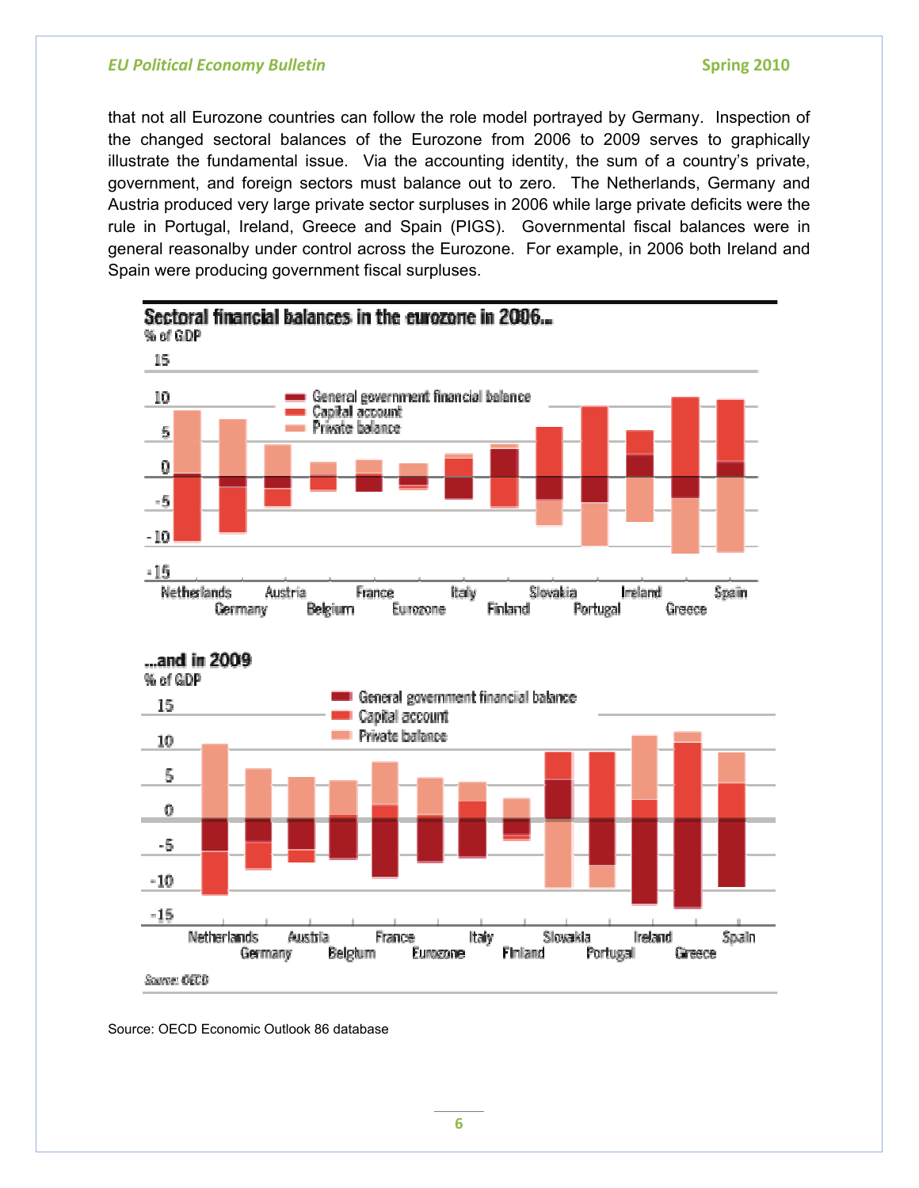that not all Eurozone countries can follow the role model portrayed by Germany. Inspection of the changed sectoral balances of the Eurozone from 2006 to 2009 serves to graphically illustrate the fundamental issue. Via the accounting identity, the sum of a country's private, government, and foreign sectors must balance out to zero. The Netherlands, Germany and Austria produced very large private sector surpluses in 2006 while large private deficits were the rule in Portugal, Ireland, Greece and Spain (PIGS). Governmental fiscal balances were in general reasonalby under control across the Eurozone. For example, in 2006 both Ireland and Spain were producing government fiscal surpluses.

**Sectoral financial balances in the eurozone in 2006...**

% of GDP

Legend: General government financial balance; Capital account; Private balance

Countries: Netherlands, Germany, Austria, Belgium, France, Eurozone, Italy, Finland, Slovakia, Portugal, Ireland, Greece, Spain

**...and in 2009**

% of GDP

Legend: General government financial balance; Capital account; Private balance

Countries: Netherlands, Germany, Austria, Belgium, France, Eurozone, Italy, Finland, Slovakia, Portugal, Ireland, Greece, Spain

*Source: OECD*

Source: OECD Economic Outlook 86 database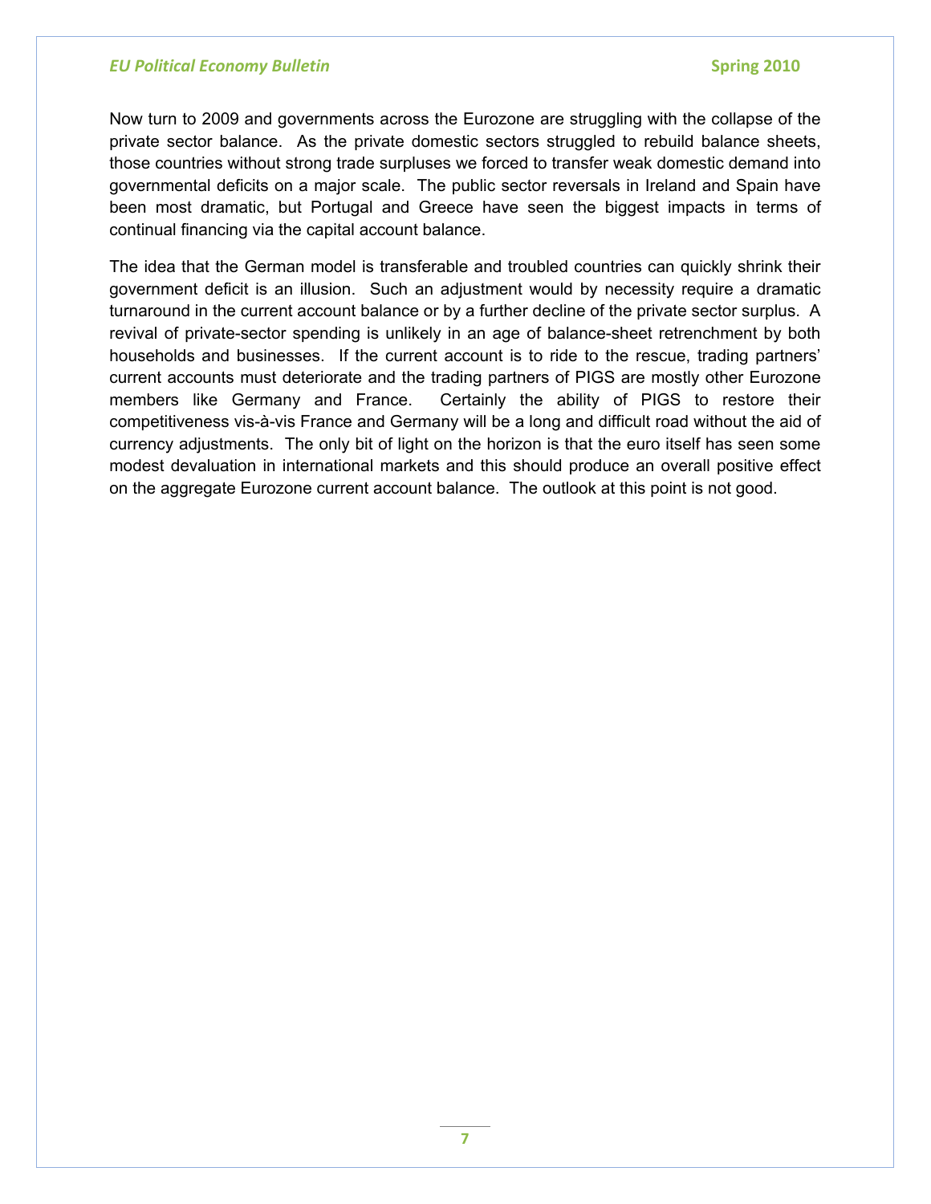Now turn to 2009 and governments across the Eurozone are struggling with the collapse of the private sector balance. As the private domestic sectors struggled to rebuild balance sheets, those countries without strong trade surpluses we forced to transfer weak domestic demand into governmental deficits on a major scale. The public sector reversals in Ireland and Spain have been most dramatic, but Portugal and Greece have seen the biggest impacts in terms of continual financing via the capital account balance.

The idea that the German model is transferable and troubled countries can quickly shrink their government deficit is an illusion. Such an adjustment would by necessity require a dramatic turnaround in the current account balance or by a further decline of the private sector surplus. A revival of private-sector spending is unlikely in an age of balance-sheet retrenchment by both households and businesses. If the current account is to ride to the rescue, trading partners' current accounts must deteriorate and the trading partners of PIGS are mostly other Eurozone members like Germany and France. Certainly the ability of PIGS to restore their competitiveness vis-à-vis France and Germany will be a long and difficult road without the aid of currency adjustments. The only bit of light on the horizon is that the euro itself has seen some modest devaluation in international markets and this should produce an overall positive effect on the aggregate Eurozone current account balance. The outlook at this point is not good.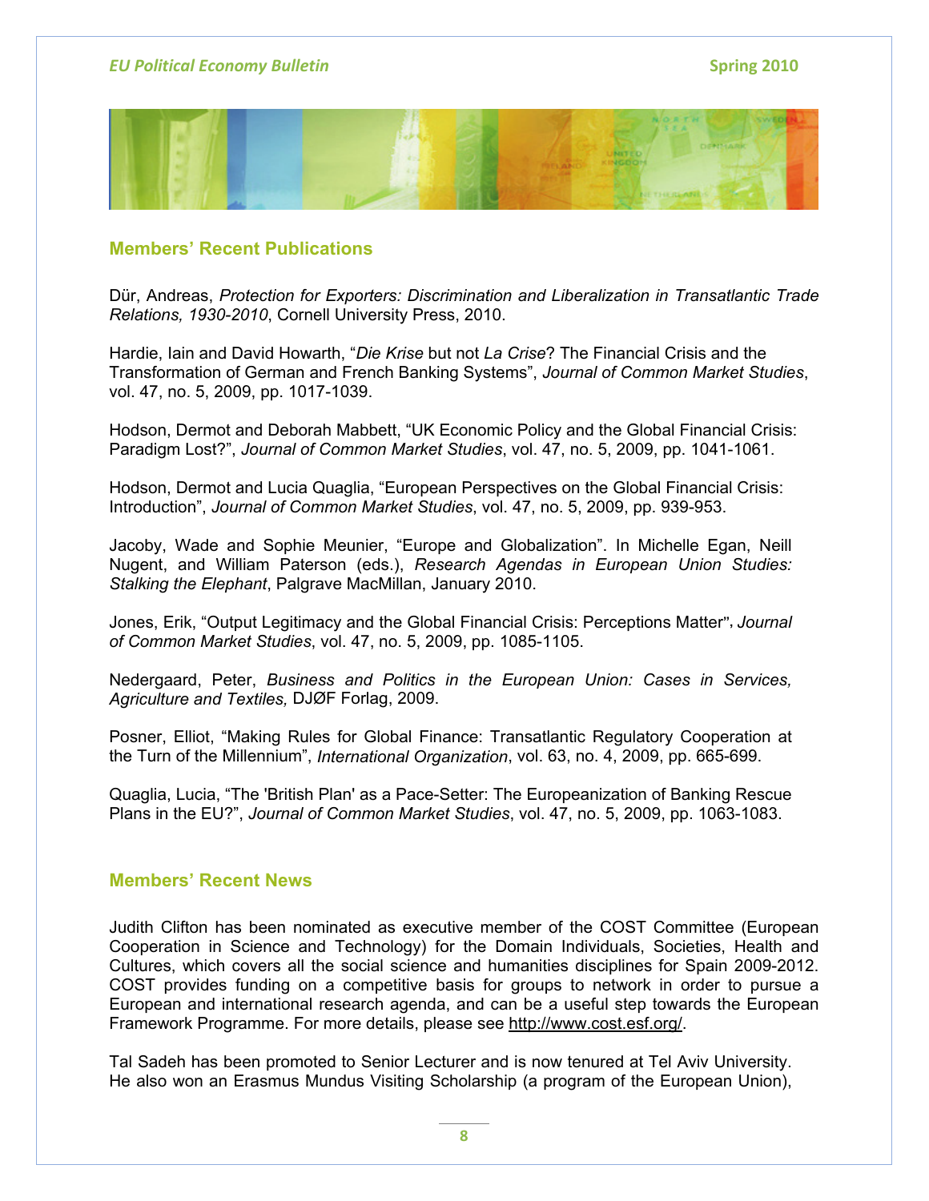## Members' Recent Publications

Dür, Andreas, *Protection for Exporters: Discrimination and Liberalization in Transatlantic Trade Relations, 1930-2010*, Cornell University Press, 2010.

Hardie, Iain and David Howarth, "*Die Krise* but not *La Crise*? The Financial Crisis and the Transformation of German and French Banking Systems", *Journal of Common Market Studies*, vol. 47, no. 5, 2009, pp. 1017-1039.

Hodson, Dermot and Deborah Mabbett, "UK Economic Policy and the Global Financial Crisis: Paradigm Lost?", *Journal of Common Market Studies*, vol. 47, no. 5, 2009, pp. 1041-1061.

Hodson, Dermot and Lucia Quaglia, "European Perspectives on the Global Financial Crisis: Introduction", *Journal of Common Market Studies*, vol. 47, no. 5, 2009, pp. 939-953.

Jacoby, Wade and Sophie Meunier, "Europe and Globalization". In Michelle Egan, Neill Nugent, and William Paterson (eds.), *Research Agendas in European Union Studies: Stalking the Elephant*, Palgrave MacMillan, January 2010.

Jones, Erik, "Output Legitimacy and the Global Financial Crisis: Perceptions Matter", *Journal of Common Market Studies*, vol. 47, no. 5, 2009, pp. 1085-1105.

Nedergaard, Peter, *Business and Politics in the European Union: Cases in Services, Agriculture and Textiles,* DJØF Forlag, 2009.

Posner, Elliot, "Making Rules for Global Finance: Transatlantic Regulatory Cooperation at the Turn of the Millennium", *International Organization*, vol. 63, no. 4, 2009, pp. 665-699.

Quaglia, Lucia, "The 'British Plan' as a Pace-Setter: The Europeanization of Banking Rescue Plans in the EU?", *Journal of Common Market Studies*, vol. 47, no. 5, 2009, pp. 1063-1083.

## Members' Recent News

Judith Clifton has been nominated as executive member of the COST Committee (European Cooperation in Science and Technology) for the Domain Individuals, Societies, Health and Cultures, which covers all the social science and humanities disciplines for Spain 2009-2012. COST provides funding on a competitive basis for groups to network in order to pursue a European and international research agenda, and can be a useful step towards the European Framework Programme. For more details, please see http://www.cost.esf.org/.

Tal Sadeh has been promoted to Senior Lecturer and is now tenured at Tel Aviv University. He also won an Erasmus Mundus Visiting Scholarship (a program of the European Union),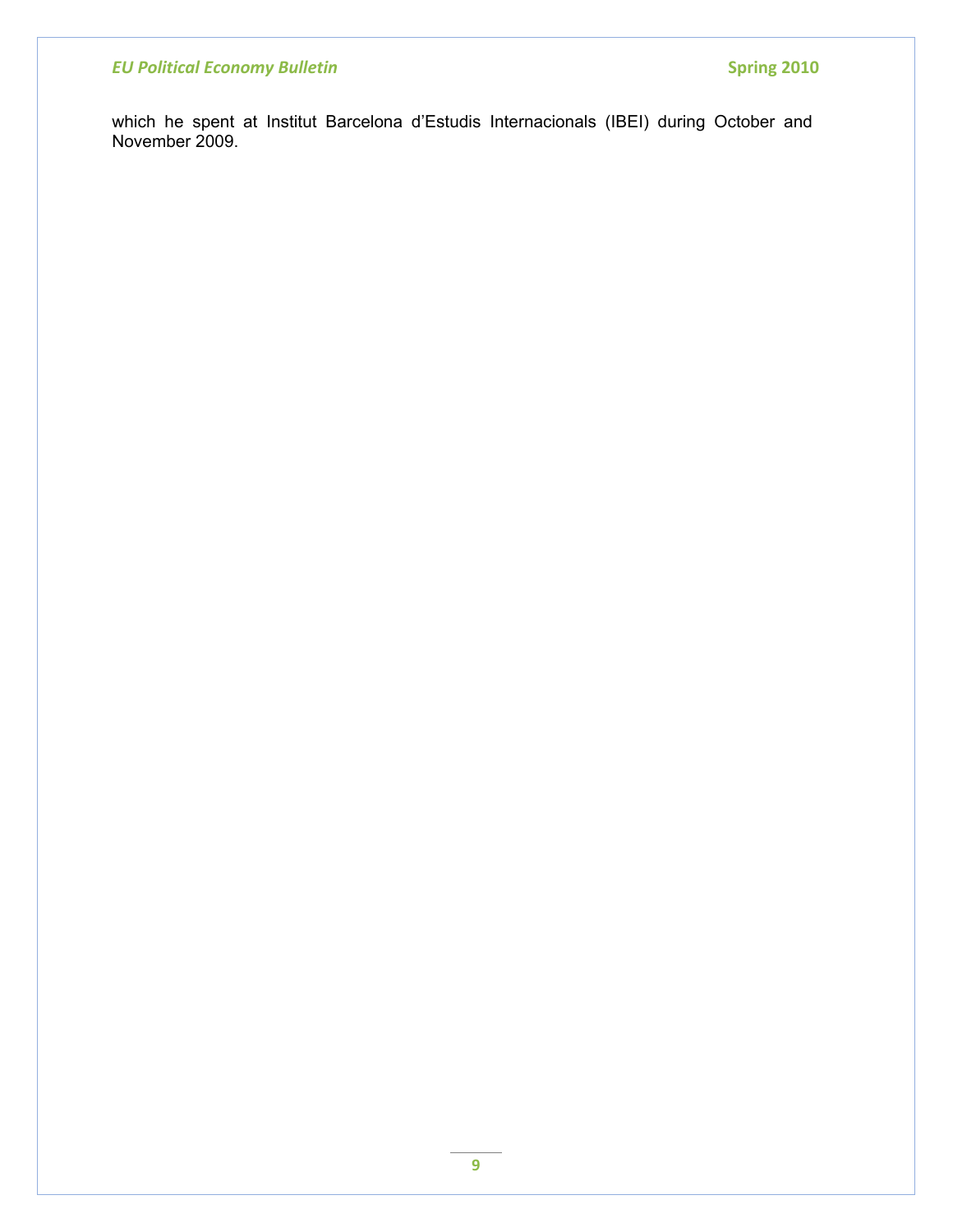which he spent at Institut Barcelona d'Estudis Internacionals (IBEI) during October and November 2009.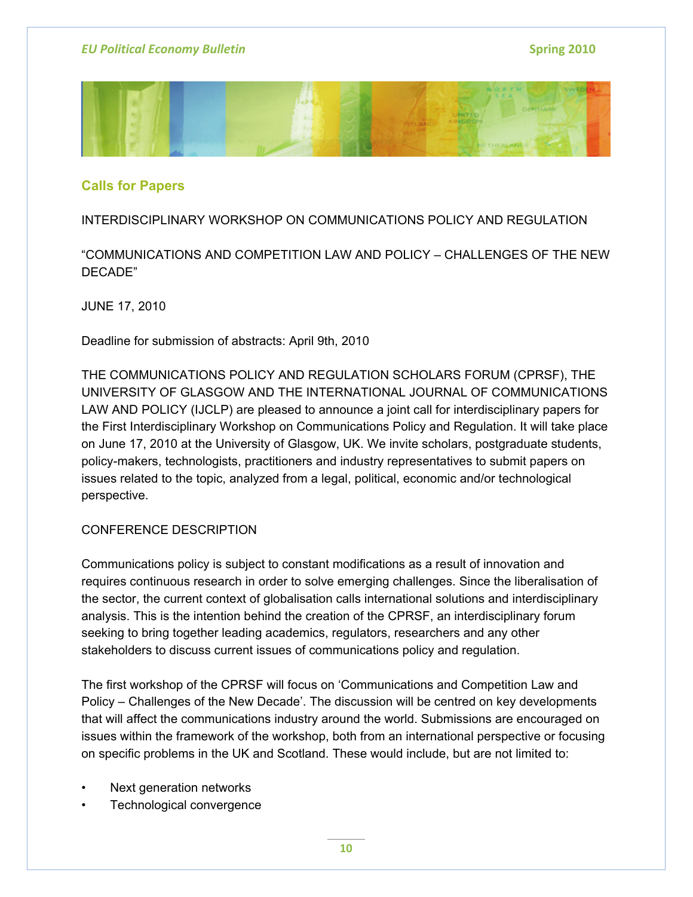## Calls for Papers

INTERDISCIPLINARY WORKSHOP ON COMMUNICATIONS POLICY AND REGULATION

"COMMUNICATIONS AND COMPETITION LAW AND POLICY – CHALLENGES OF THE NEW DECADE"

JUNE 17, 2010

Deadline for submission of abstracts: April 9th, 2010

THE COMMUNICATIONS POLICY AND REGULATION SCHOLARS FORUM (CPRSF), THE UNIVERSITY OF GLASGOW AND THE INTERNATIONAL JOURNAL OF COMMUNICATIONS LAW AND POLICY (IJCLP) are pleased to announce a joint call for interdisciplinary papers for the First Interdisciplinary Workshop on Communications Policy and Regulation. It will take place on June 17, 2010 at the University of Glasgow, UK. We invite scholars, postgraduate students, policy-makers, technologists, practitioners and industry representatives to submit papers on issues related to the topic, analyzed from a legal, political, economic and/or technological perspective.

CONFERENCE DESCRIPTION

Communications policy is subject to constant modifications as a result of innovation and requires continuous research in order to solve emerging challenges. Since the liberalisation of the sector, the current context of globalisation calls international solutions and interdisciplinary analysis. This is the intention behind the creation of the CPRSF, an interdisciplinary forum seeking to bring together leading academics, regulators, researchers and any other stakeholders to discuss current issues of communications policy and regulation.

The first workshop of the CPRSF will focus on 'Communications and Competition Law and Policy – Challenges of the New Decade'. The discussion will be centred on key developments that will affect the communications industry around the world. Submissions are encouraged on issues within the framework of the workshop, both from an international perspective or focusing on specific problems in the UK and Scotland. These would include, but are not limited to:

- Next generation networks
- Technological convergence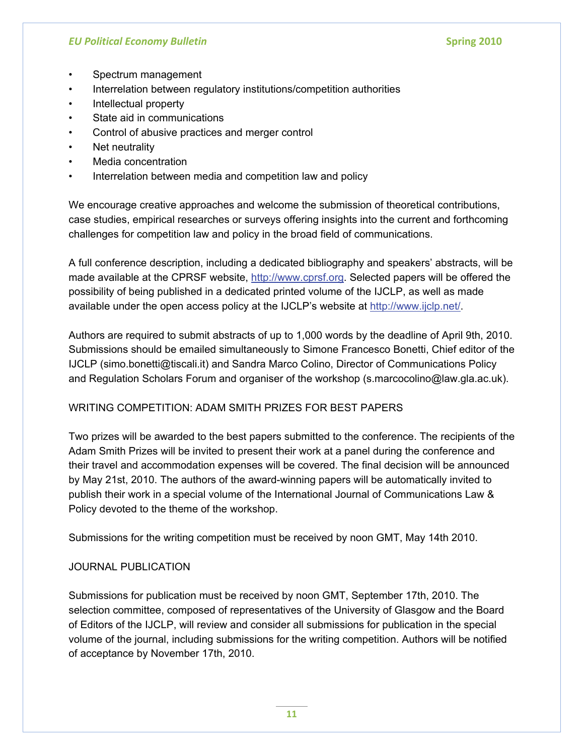- Spectrum management
- Interrelation between regulatory institutions/competition authorities
- Intellectual property
- State aid in communications
- Control of abusive practices and merger control
- Net neutrality
- Media concentration
- Interrelation between media and competition law and policy

We encourage creative approaches and welcome the submission of theoretical contributions, case studies, empirical researches or surveys offering insights into the current and forthcoming challenges for competition law and policy in the broad field of communications.

A full conference description, including a dedicated bibliography and speakers' abstracts, will be made available at the CPRSF website, http://www.cprsf.org. Selected papers will be offered the possibility of being published in a dedicated printed volume of the IJCLP, as well as made available under the open access policy at the IJCLP's website at http://www.ijclp.net/.

Authors are required to submit abstracts of up to 1,000 words by the deadline of April 9th, 2010. Submissions should be emailed simultaneously to Simone Francesco Bonetti, Chief editor of the IJCLP (simo.bonetti@tiscali.it) and Sandra Marco Colino, Director of Communications Policy and Regulation Scholars Forum and organiser of the workshop (s.marcocolino@law.gla.ac.uk).

WRITING COMPETITION: ADAM SMITH PRIZES FOR BEST PAPERS

Two prizes will be awarded to the best papers submitted to the conference. The recipients of the Adam Smith Prizes will be invited to present their work at a panel during the conference and their travel and accommodation expenses will be covered. The final decision will be announced by May 21st, 2010. The authors of the award-winning papers will be automatically invited to publish their work in a special volume of the International Journal of Communications Law & Policy devoted to the theme of the workshop.

Submissions for the writing competition must be received by noon GMT, May 14th 2010.

JOURNAL PUBLICATION

Submissions for publication must be received by noon GMT, September 17th, 2010. The selection committee, composed of representatives of the University of Glasgow and the Board of Editors of the IJCLP, will review and consider all submissions for publication in the special volume of the journal, including submissions for the writing competition. Authors will be notified of acceptance by November 17th, 2010.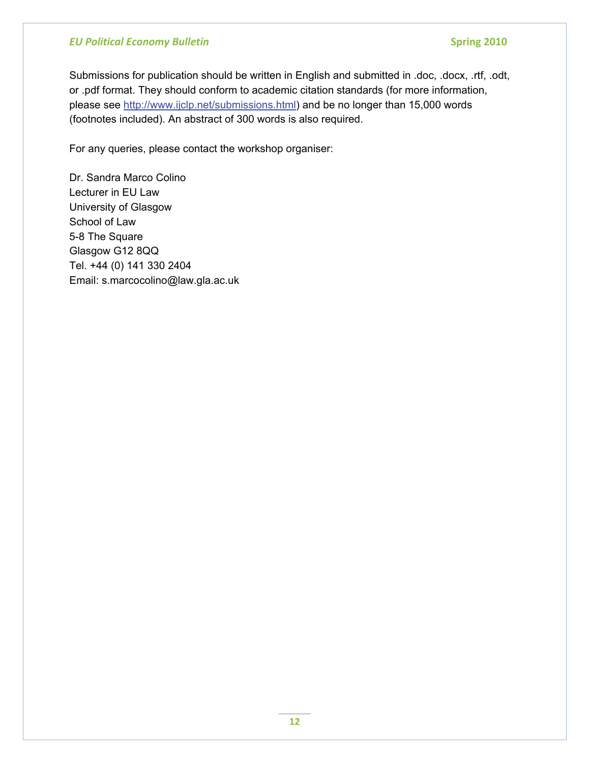Submissions for publication should be written in English and submitted in .doc, .docx, .rtf, .odt, or .pdf format. They should conform to academic citation standards (for more information, please see [http://www.ijclp.net/submissions.html](http://www.ijclp.net/submissions.html)) and be no longer than 15,000 words (footnotes included). An abstract of 300 words is also required.

For any queries, please contact the workshop organiser:

Dr. Sandra Marco Colino
Lecturer in EU Law
University of Glasgow
School of Law
5-8 The Square
Glasgow G12 8QQ
Tel. +44 (0) 141 330 2404
Email: s.marcocolino@law.gla.ac.uk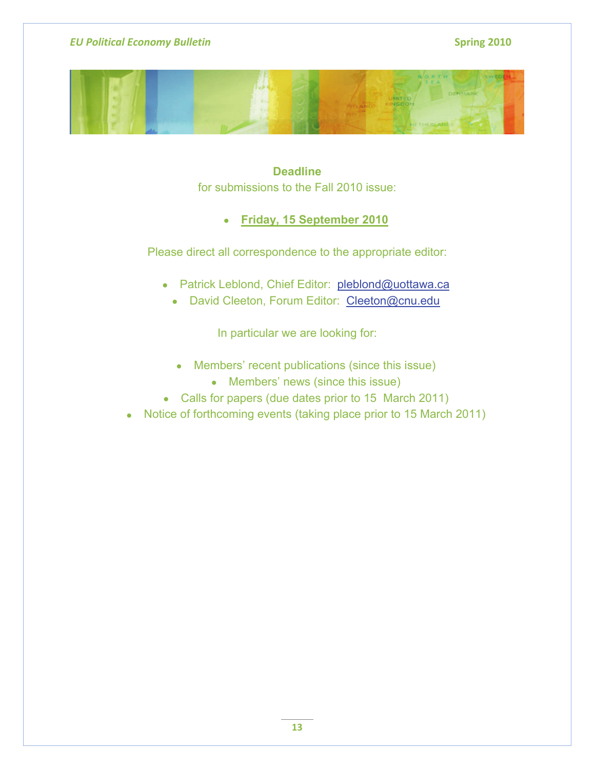**Deadline**

for submissions to the Fall 2010 issue:

- **Friday, 15 September 2010**

Please direct all correspondence to the appropriate editor:

- Patrick Leblond, Chief Editor: pleblond@uottawa.ca
- David Cleeton, Forum Editor: Cleeton@cnu.edu

In particular we are looking for:

- Members' recent publications (since this issue)
- Members' news (since this issue)
- Calls for papers (due dates prior to 15 March 2011)
- Notice of forthcoming events (taking place prior to 15 March 2011)